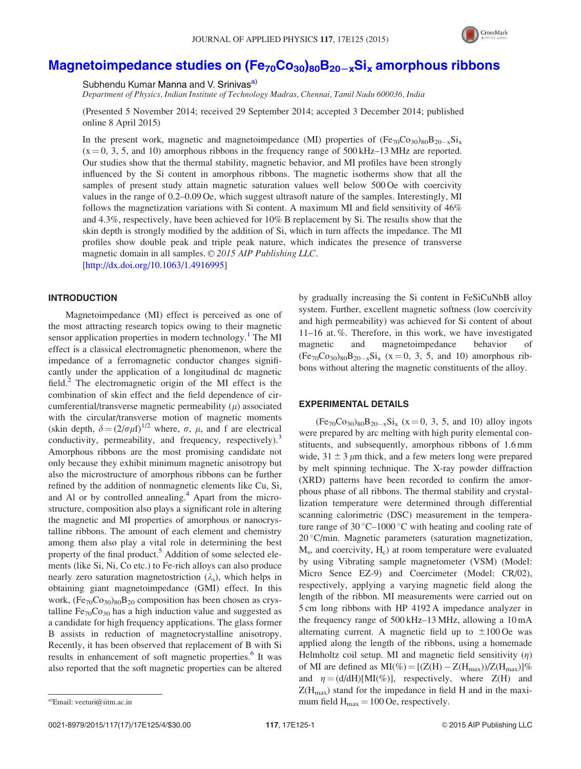# Magnetoimpedance studies on $(Fe_{70}Co_{30})_{80}B_{20-x}Si_x$ amorphous ribbons

Subhendu Kumar Manna and V. Srinivas[a)]

*Department of Physics, Indian Institute of Technology Madras, Chennai, Tamil Nadu 600036, India*

(Presented 5 November 2014; received 29 September 2014; accepted 3 December 2014; published online 8 April 2015)

In the present work, magnetic and magnetoimpedance (MI) properties of $(Fe_{70}Co_{30})_{80}B_{20-x}Si_x$ ($x = 0$, 3, 5, and 10) amorphous ribbons in the frequency range of 500 kHz–13 MHz are reported. Our studies show that the thermal stability, magnetic behavior, and MI profiles have been strongly influenced by the Si content in amorphous ribbons. The magnetic isotherms show that all the samples of present study attain magnetic saturation values well below 500 Oe with coercivity values in the range of 0.2–0.09 Oe, which suggest ultrasoft nature of the samples. Interestingly, MI follows the magnetization variations with Si content. A maximum MI and field sensitivity of 46% and 4.3%, respectively, have been achieved for 10% B replacement by Si. The results show that the skin depth is strongly modified by the addition of Si, which in turn affects the impedance. The MI profiles show double peak and triple peak nature, which indicates the presence of transverse magnetic domain in all samples. © *2015 AIP Publishing LLC*. [http://dx.doi.org/10.1063/1.4916995]

## INTRODUCTION

Magnetoimpedance (MI) effect is perceived as one of the most attracting research topics owing to their magnetic sensor application properties in modern technology.[1] The MI effect is a classical electromagnetic phenomenon, where the impedance of a ferromagnetic conductor changes significantly under the application of a longitudinal dc magnetic field.[2] The electromagnetic origin of the MI effect is the combination of skin effect and the field dependence of circumferential/transverse magnetic permeability ($\mu$) associated with the circular/transverse motion of magnetic moments (skin depth, $\delta = (2/\sigma\mu f)^{1/2}$ where, $\sigma$, $\mu$, and f are electrical conductivity, permeability, and frequency, respectively).[3] Amorphous ribbons are the most promising candidate not only because they exhibit minimum magnetic anisotropy but also the microstructure of amorphous ribbons can be further refined by the addition of nonmagnetic elements like Cu, Si, and Al or by controlled annealing.[4] Apart from the microstructure, composition also plays a significant role in altering the magnetic and MI properties of amorphous or nanocrystalline ribbons. The amount of each element and chemistry among them also play a vital role in determining the best property of the final product.[5] Addition of some selected elements (like Si, Ni, Co etc.) to Fe-rich alloys can also produce nearly zero saturation magnetostriction ($\lambda_s$), which helps in obtaining giant magnetoimpedance (GMI) effect. In this work, $(Fe_{70}Co_{30})_{80}B_{20}$ composition has been chosen as crystalline $Fe_{70}Co_{30}$ has a high induction value and suggested as a candidate for high frequency applications. The glass former B assists in reduction of magnetocrystalline anisotropy. Recently, it has been observed that replacement of B with Si results in enhancement of soft magnetic properties.[6] It was also reported that the soft magnetic properties can be altered by gradually increasing the Si content in FeSiCuNbB alloy system. Further, excellent magnetic softness (low coercivity and high permeability) was achieved for Si content of about 11–16 at. %. Therefore, in this work, we have investigated magnetic and magnetoimpedance behavior of $(Fe_{70}Co_{30})_{80}B_{20-x}Si_x$ ($x = 0$, 3, 5, and 10) amorphous ribbons without altering the magnetic constituents of the alloy.

## EXPERIMENTAL DETAILS

$(Fe_{70}Co_{30})_{80}B_{20-x}Si_x$ ($x = 0$, 3, 5, and 10) alloy ingots were prepared by arc melting with high purity elemental constituents, and subsequently, amorphous ribbons of 1.6 mm wide, $31 \pm 3\ \mu m$ thick, and a few meters long were prepared by melt spinning technique. The X-ray powder diffraction (XRD) patterns have been recorded to confirm the amorphous phase of all ribbons. The thermal stability and crystallization temperature were determined through differential scanning calorimetric (DSC) measurement in the temperature range of 30 °C–1000 °C with heating and cooling rate of 20 °C/min. Magnetic parameters (saturation magnetization, $M_s$, and coercivity, $H_c$) at room temperature were evaluated by using Vibrating sample magnetometer (VSM) (Model: Micro Sence EZ-9) and Coercimeter (Model: CR/02), respectively, applying a varying magnetic field along the length of the ribbon. MI measurements were carried out on 5 cm long ribbons with HP 4192 A impedance analyzer in the frequency range of 500 kHz–13 MHz, allowing a 10 mA alternating current. A magnetic field up to $\pm 100$ Oe was applied along the length of the ribbons, using a homemade Helmholtz coil setup. MI and magnetic field sensitivity ($\eta$) of MI are defined as $MI(\%) = [(Z(H) - Z(H_{max}))/Z(H_{max})]\%$ and $\eta = (d/dH)[MI(\%)]$, respectively, where Z(H) and $Z(H_{max})$ stand for the impedance in field H and in the maximum field $H_{max} = 100$ Oe, respectively.

a)Email: veeturi@iitm.ac.in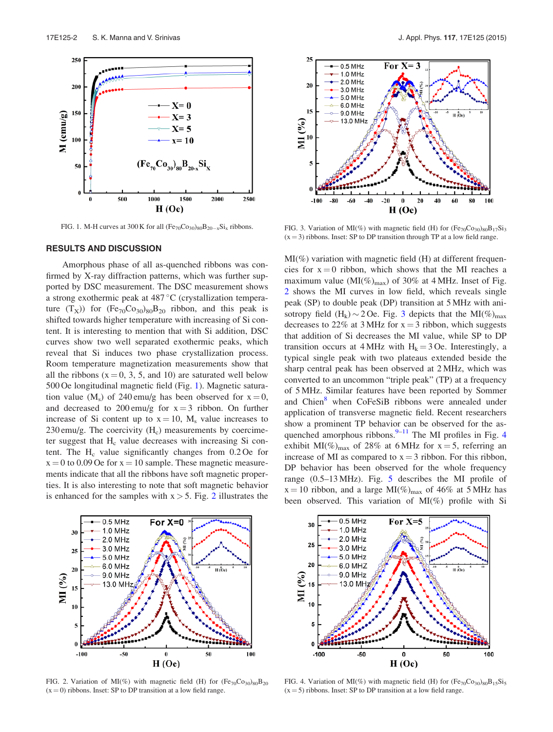FIG. 1. M-H curves at 300 K for all $(Fe_{70}Co_{30})_{80}B_{20-x}Si_x$ ribbons.

## RESULTS AND DISCUSSION

Amorphous phase of all as-quenched ribbons was confirmed by X-ray diffraction patterns, which was further supported by DSC measurement. The DSC measurement shows a strong exothermic peak at 487 °C (crystallization temperature ($T_X$)) for $(Fe_{70}Co_{30})_{80}B_{20}$ ribbon, and this peak is shifted towards higher temperature with increasing of Si content. It is interesting to mention that with Si addition, DSC curves show two well separated exothermic peaks, which reveal that Si induces two phase crystallization process. Room temperature magnetization measurements show that all the ribbons (x = 0, 3, 5, and 10) are saturated well below 500 Oe longitudinal magnetic field (Fig. 1). Magnetic saturation value ($M_s$) of 240 emu/g has been observed for x = 0, and decreased to 200 emu/g for x = 3 ribbon. On further increase of Si content up to x = 10, $M_s$ value increases to 230 emu/g. The coercivity ($H_c$) measurements by coercimeter suggest that $H_c$ value decreases with increasing Si content. The $H_c$ value significantly changes from 0.2 Oe for x = 0 to 0.09 Oe for x = 10 sample. These magnetic measurements indicate that all the ribbons have soft magnetic properties. It is also interesting to note that soft magnetic behavior is enhanced for the samples with x > 5. Fig. 2 illustrates the MI(%) variation with magnetic field (H) at different frequencies for x = 0 ribbon, which shows that the MI reaches a maximum value $(MI(\%)_{max})$ of 30% at 4 MHz. Inset of Fig. 2 shows the MI curves in low field, which reveals single peak (SP) to double peak (DP) transition at 5 MHz with anisotropy field ($H_k$) ~ 2 Oe. Fig. 3 depicts that the $MI(\%)_{max}$ decreases to 22% at 3 MHz for x = 3 ribbon, which suggests that addition of Si decreases the MI value, while SP to DP transition occurs at 4 MHz with $H_k$ = 3 Oe. Interestingly, a typical single peak with two plateaus extended beside the sharp central peak has been observed at 2 MHz, which was converted to an uncommon "triple peak" (TP) at a frequency of 5 MHz. Similar features have been reported by Sommer and Chien[8] when CoFeSiB ribbons were annealed under application of transverse magnetic field. Recent researchers show a prominent TP behavior can be observed for the as-quenched amorphous ribbons.[9–11] The MI profiles in Fig. 4 exhibit $MI(\%)_{max}$ of 28% at 6 MHz for x = 5, referring an increase of MI as compared to x = 3 ribbon. For this ribbon, DP behavior has been observed for the whole frequency range (0.5–13 MHz). Fig. 5 describes the MI profile of x = 10 ribbon, and a large $MI(\%)_{max}$ of 46% at 5 MHz has been observed. This variation of MI(%) profile with Si

FIG. 3. Variation of MI(%) with magnetic field (H) for $(Fe_{70}Co_{30})_{80}B_{17}Si_3$ (x = 3) ribbons. Inset: SP to DP transition through TP at a low field range.

FIG. 2. Variation of MI(%) with magnetic field (H) for $(Fe_{70}Co_{30})_{80}B_{20}$ (x = 0) ribbons. Inset: SP to DP transition at a low field range.

FIG. 4. Variation of MI(%) with magnetic field (H) for $(Fe_{70}Co_{30})_{80}B_{15}Si_5$ (x = 5) ribbons. Inset: SP to DP transition at a low field range.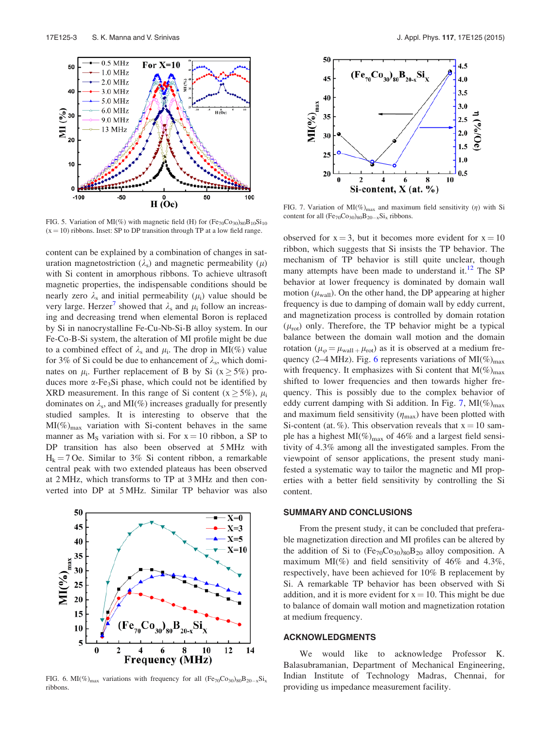FIG. 5. Variation of MI(%) with magnetic field (H) for $(Fe_{70}Co_{30})_{80}B_{10}Si_{10}$ (x = 10) ribbons. Inset: SP to DP transition through TP at a low field range.

FIG. 7. Variation of $MI(\%)_{max}$ and maximum field sensitivity ($\eta$) with Si content for all $(Fe_{70}Co_{30})_{80}B_{20-x}Si_x$ ribbons.

content can be explained by a combination of changes in saturation magnetostriction ($\lambda_s$) and magnetic permeability ($\mu$) with Si content in amorphous ribbons. To achieve ultrasoft magnetic properties, the indispensable conditions should be nearly zero $\lambda_s$ and initial permeability ($\mu_i$) value should be very large. Herzer[7] showed that $\lambda_s$ and $\mu_i$ follow an increasing and decreasing trend when elemental Boron is replaced by Si in nanocrystalline Fe-Cu-Nb-Si-B alloy system. In our Fe-Co-B-Si system, the alteration of MI profile might be due to a combined effect of $\lambda_s$ and $\mu_i$. The drop in MI(%) value for 3% of Si could be due to enhancement of $\lambda_s$, which dominates on $\mu_i$. Further replacement of B by Si ($x \geq 5\%$) produces more $\alpha$-$Fe_3Si$ phase, which could not be identified by XRD measurement. In this range of Si content ($x \geq 5\%$), $\mu_i$ dominates on $\lambda_s$, and MI(%) increases gradually for presently studied samples. It is interesting to observe that the $MI(\%)_{max}$ variation with Si-content behaves in the same manner as $M_S$ variation with si. For x = 10 ribbon, a SP to DP transition has also been observed at 5 MHz with $H_k = 7$ Oe. Similar to 3% Si content ribbon, a remarkable central peak with two extended plateaus has been observed at 2 MHz, which transforms to TP at 3 MHz and then converted into DP at 5 MHz. Similar TP behavior was also observed for x = 3, but it becomes more evident for x = 10 ribbon, which suggests that Si insists the TP behavior. The mechanism of TP behavior is still quite unclear, though many attempts have been made to understand it.[12] The SP behavior at lower frequency is dominated by domain wall motion ($\mu_{wall}$). On the other hand, the DP appearing at higher frequency is due to damping of domain wall by eddy current, and magnetization process is controlled by domain rotation ($\mu_{rot}$) only. Therefore, the TP behavior might be a typical balance between the domain wall motion and the domain rotation ($\mu_{\varphi} = \mu_{wall} + \mu_{rot}$) as it is observed at a medium frequency (2–4 MHz). Fig. 6 represents variations of $MI(\%)_{max}$ with frequency. It emphasizes with Si content that $M(\%)_{max}$ shifted to lower frequencies and then towards higher frequency. This is possibly due to the complex behavior of eddy current damping with Si addition. In Fig. 7, $MI(\%)_{max}$ and maximum field sensitivity ($\eta_{max}$) have been plotted with Si-content (at. %). This observation reveals that x = 10 sample has a highest $MI(\%)_{max}$ of 46% and a largest field sensitivity of 4.3% among all the investigated samples. From the viewpoint of sensor applications, the present study manifested a systematic way to tailor the magnetic and MI properties with a better field sensitivity by controlling the Si content.

FIG. 6. $MI(\%)_{max}$ variations with frequency for all $(Fe_{70}Co_{30})_{80}B_{20-x}Si_x$ ribbons.

## SUMMARY AND CONCLUSIONS

From the present study, it can be concluded that preferable magnetization direction and MI profiles can be altered by the addition of Si to $(Fe_{70}Co_{30})_{80}B_{20}$ alloy composition. A maximum MI(%) and field sensitivity of 46% and 4.3%, respectively, have been achieved for 10% B replacement by Si. A remarkable TP behavior has been observed with Si addition, and it is more evident for x = 10. This might be due to balance of domain wall motion and magnetization rotation at medium frequency.

## ACKNOWLEDGMENTS

We would like to acknowledge Professor K. Balasubramanian, Department of Mechanical Engineering, Indian Institute of Technology Madras, Chennai, for providing us impedance measurement facility.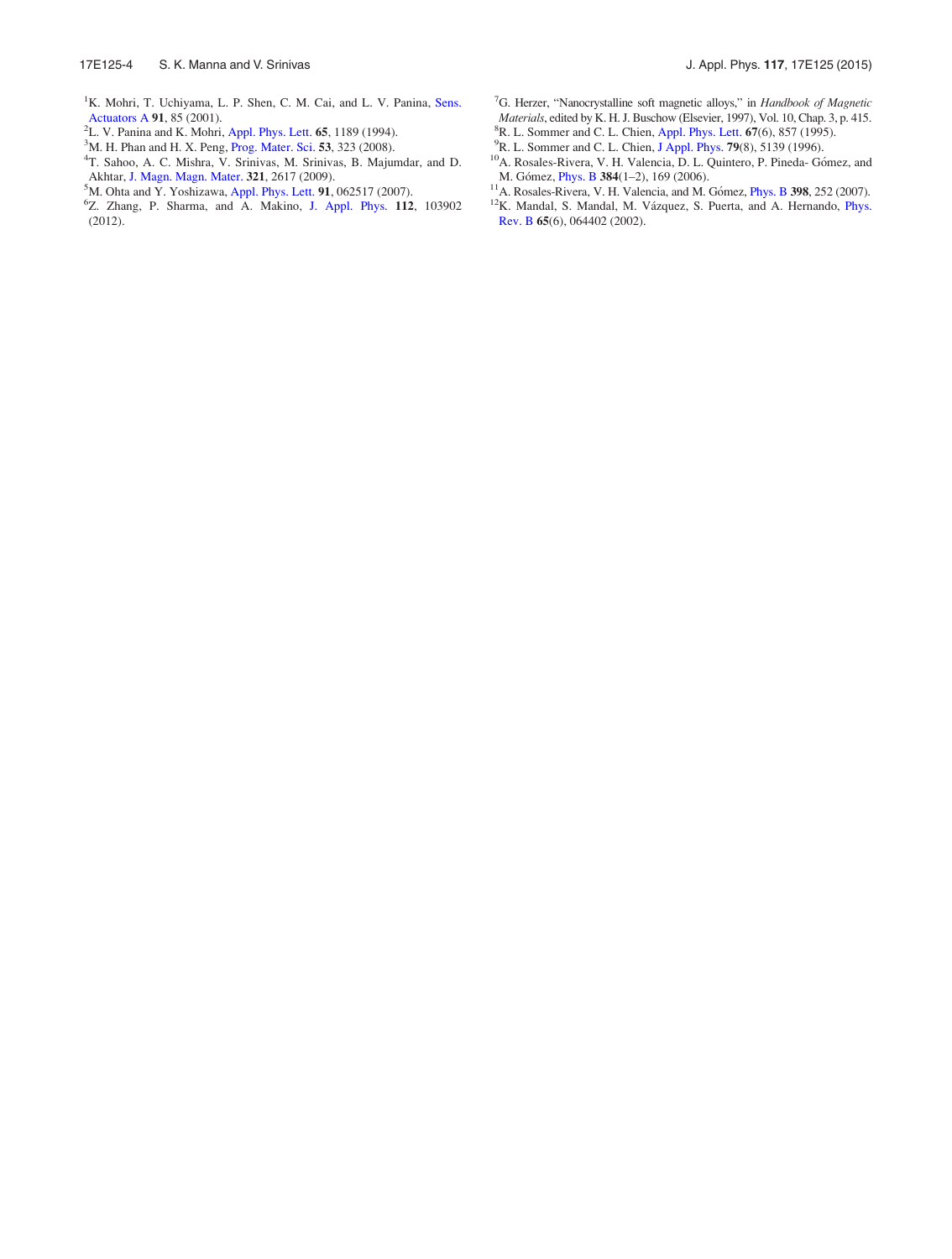[1]K. Mohri, T. Uchiyama, L. P. Shen, C. M. Cai, and L. V. Panina, Sens. Actuators A **91**, 85 (2001).

[2]L. V. Panina and K. Mohri, Appl. Phys. Lett. **65**, 1189 (1994).

[3]M. H. Phan and H. X. Peng, Prog. Mater. Sci. **53**, 323 (2008).

[4]T. Sahoo, A. C. Mishra, V. Srinivas, M. Srinivas, B. Majumdar, and D. Akhtar, J. Magn. Magn. Mater. **321**, 2617 (2009).

[5]M. Ohta and Y. Yoshizawa, Appl. Phys. Lett. **91**, 062517 (2007).

[6]Z. Zhang, P. Sharma, and A. Makino, J. Appl. Phys. **112**, 103902 (2012).

[7]G. Herzer, "Nanocrystalline soft magnetic alloys," in *Handbook of Magnetic Materials*, edited by K. H. J. Buschow (Elsevier, 1997), Vol. 10, Chap. 3, p. 415.

[8]R. L. Sommer and C. L. Chien, Appl. Phys. Lett. **67**(6), 857 (1995).

[9]R. L. Sommer and C. L. Chien, J Appl. Phys. **79**(8), 5139 (1996).

[10]A. Rosales-Rivera, V. H. Valencia, D. L. Quintero, P. Pineda- Gómez, and M. Gómez, Phys. B **384**(1–2), 169 (2006).

[11]A. Rosales-Rivera, V. H. Valencia, and M. Gómez, Phys. B **398**, 252 (2007).

[12]K. Mandal, S. Mandal, M. Vázquez, S. Puerta, and A. Hernando, Phys. Rev. B **65**(6), 064402 (2002).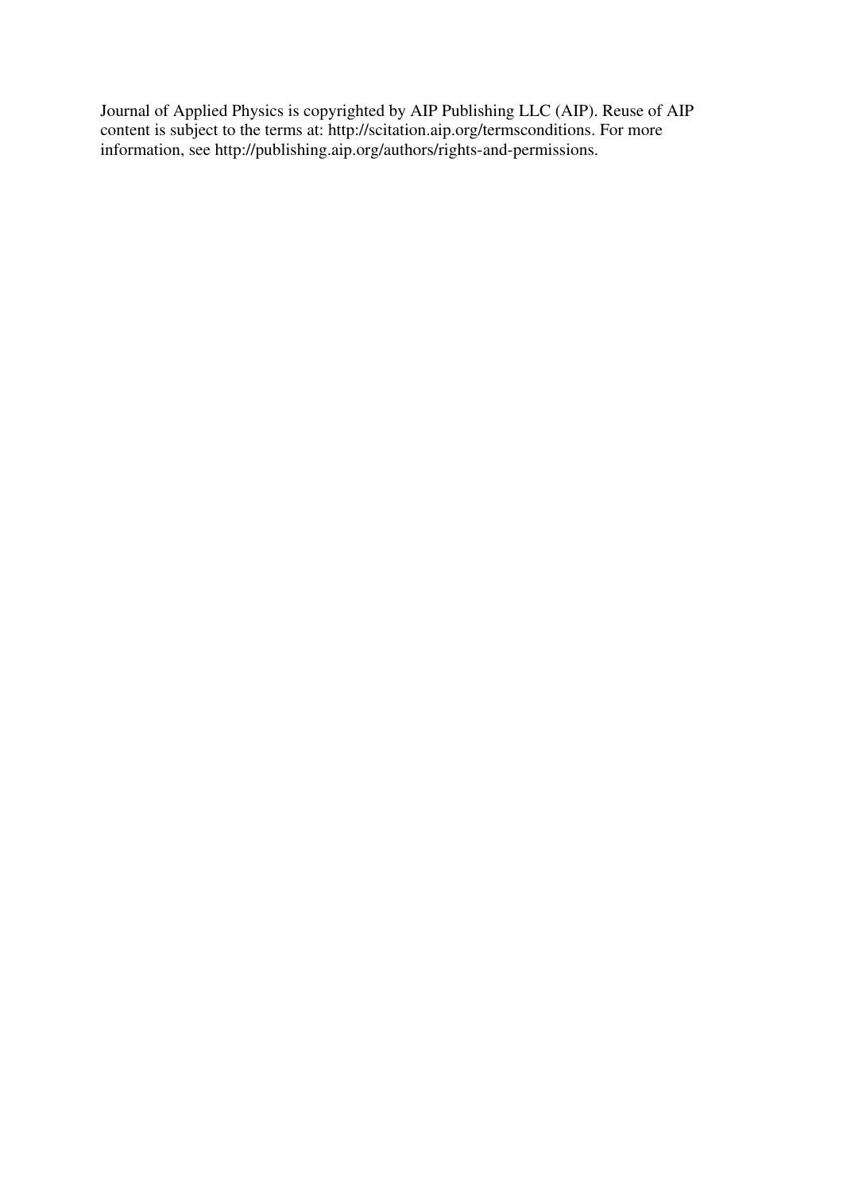Journal of Applied Physics is copyrighted by AIP Publishing LLC (AIP). Reuse of AIP content is subject to the terms at: http://scitation.aip.org/termsconditions. For more information, see http://publishing.aip.org/authors/rights-and-permissions.